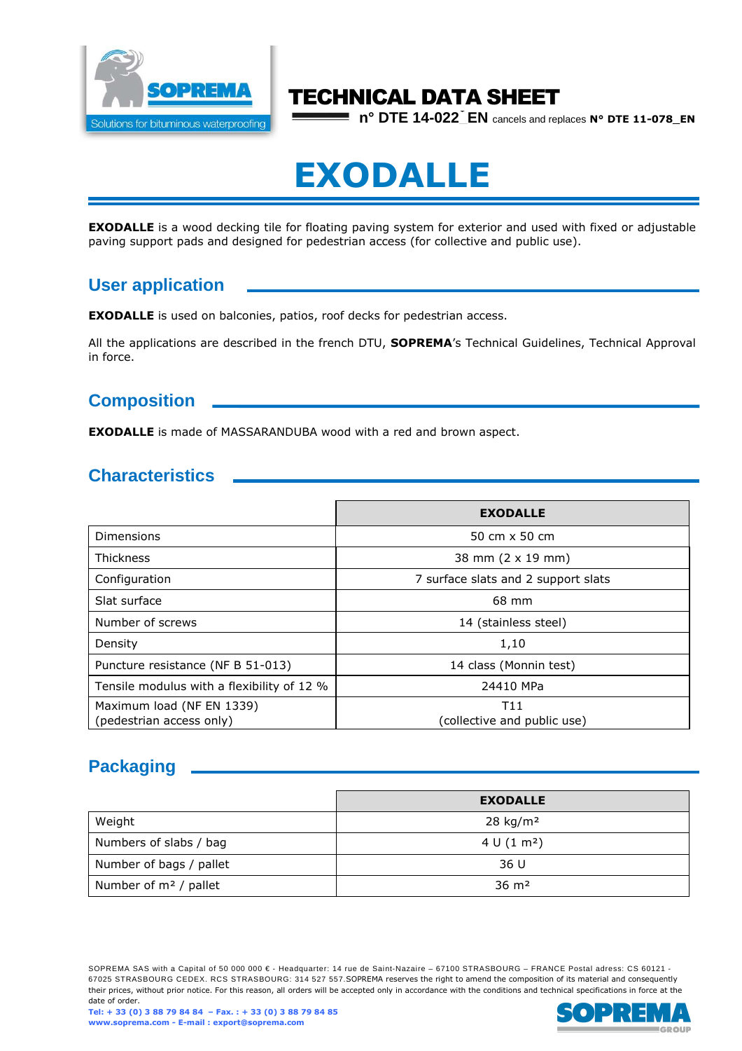# TECHNICAL DATA SHEET

**n° DTE 14-022_EN** cancels and replaces **N° DTE 11-078_EN**

# EXODALLE

**EXODALLE** is a wood decking tile for floating paving system for exterior and used with fixed or adjustable paving support pads and designed for pedestrian access (for collective and public use).

## User application

**EXODALLE** is used on balconies, patios, roof decks for pedestrian access.

All the applications are described in the french DTU, **SOPREMA**'s Technical Guidelines, Technical Approval in force.

## Composition

**EXODALLE** is made of MASSARANDUBA wood with a red and brown aspect.

## Characteristics

| | **EXODALLE** |
|---|---|
| Dimensions | 50 cm x 50 cm |
| Thickness | 38 mm (2 x 19 mm) |
| Configuration | 7 surface slats and 2 support slats |
| Slat surface | 68 mm |
| Number of screws | 14 (stainless steel) |
| Density | 1,10 |
| Puncture resistance (NF B 51-013) | 14 class (Monnin test) |
| Tensile modulus with a flexibility of 12 % | 24410 MPa |
| Maximum load (NF EN 1339) (pedestrian access only) | T11 (collective and public use) |

## Packaging

| | **EXODALLE** |
|---|---|
| Weight | 28 kg/m² |
| Numbers of slabs / bag | 4 U (1 m²) |
| Number of bags / pallet | 36 U |
| Number of m² / pallet | 36 m² |

SOPREMA SAS with a Capital of 50 000 000 € - Headquarter: 14 rue de Saint-Nazaire – 67100 STRASBOURG – FRANCE Postal adress: CS 60121 - 67025 STRASBOURG CEDEX. RCS STRASBOURG: 314 527 557.SOPREMA reserves the right to amend the composition of its material and consequently their prices, without prior notice. For this reason, all orders will be accepted only in accordance with the conditions and technical specifications in force at the date of order.

**Tel: + 33 (0) 3 88 79 84 84 – Fax. : + 33 (0) 3 88 79 84 85**
**www.soprema.com - E-mail : export@soprema.com**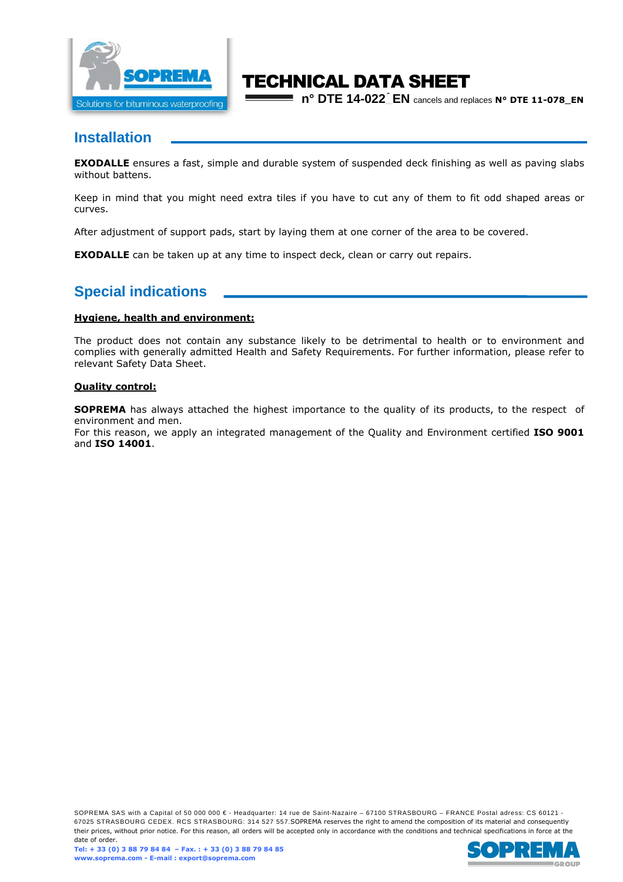## Installation

**EXODALLE** ensures a fast, simple and durable system of suspended deck finishing as well as paving slabs without battens.

Keep in mind that you might need extra tiles if you have to cut any of them to fit odd shaped areas or curves.

After adjustment of support pads, start by laying them at one corner of the area to be covered.

**EXODALLE** can be taken up at any time to inspect deck, clean or carry out repairs.

## Special indications

**Hygiene, health and environment:**

The product does not contain any substance likely to be detrimental to health or to environment and complies with generally admitted Health and Safety Requirements. For further information, please refer to relevant Safety Data Sheet.

**Quality control:**

**SOPREMA** has always attached the highest importance to the quality of its products, to the respect of environment and men.
For this reason, we apply an integrated management of the Quality and Environment certified **ISO 9001** and **ISO 14001**.